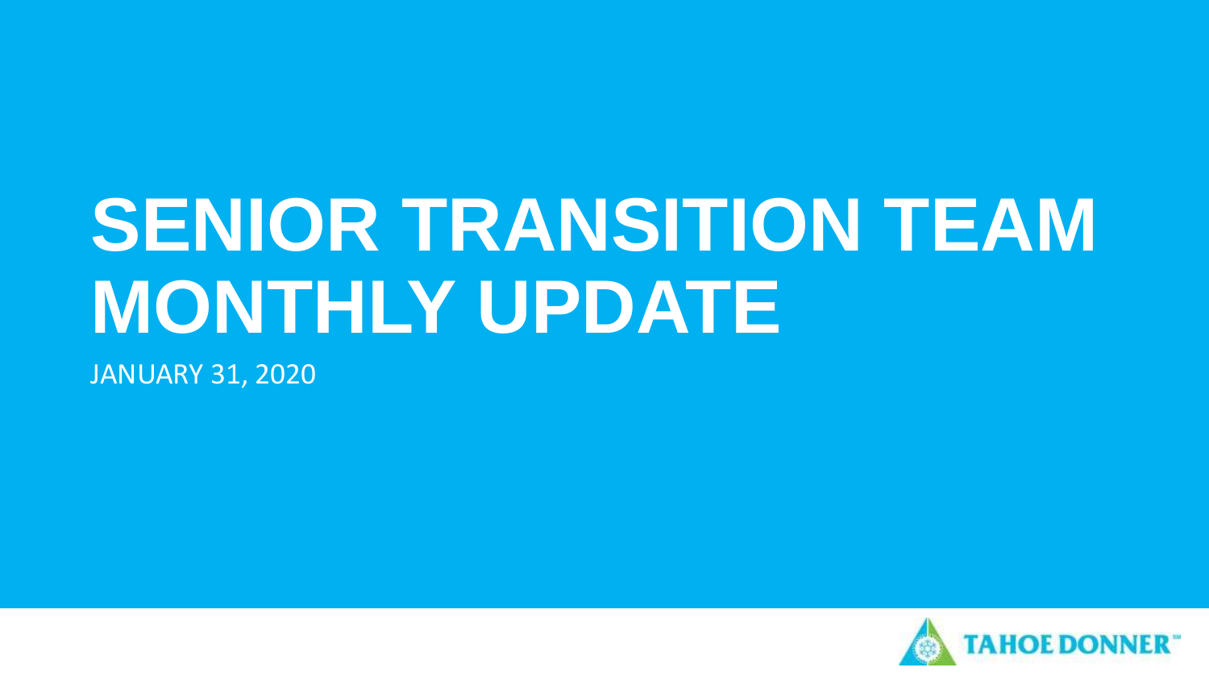# SENIOR TRANSITION TEAM MONTHLY UPDATE

JANUARY 31, 2020

TAHOE DONNER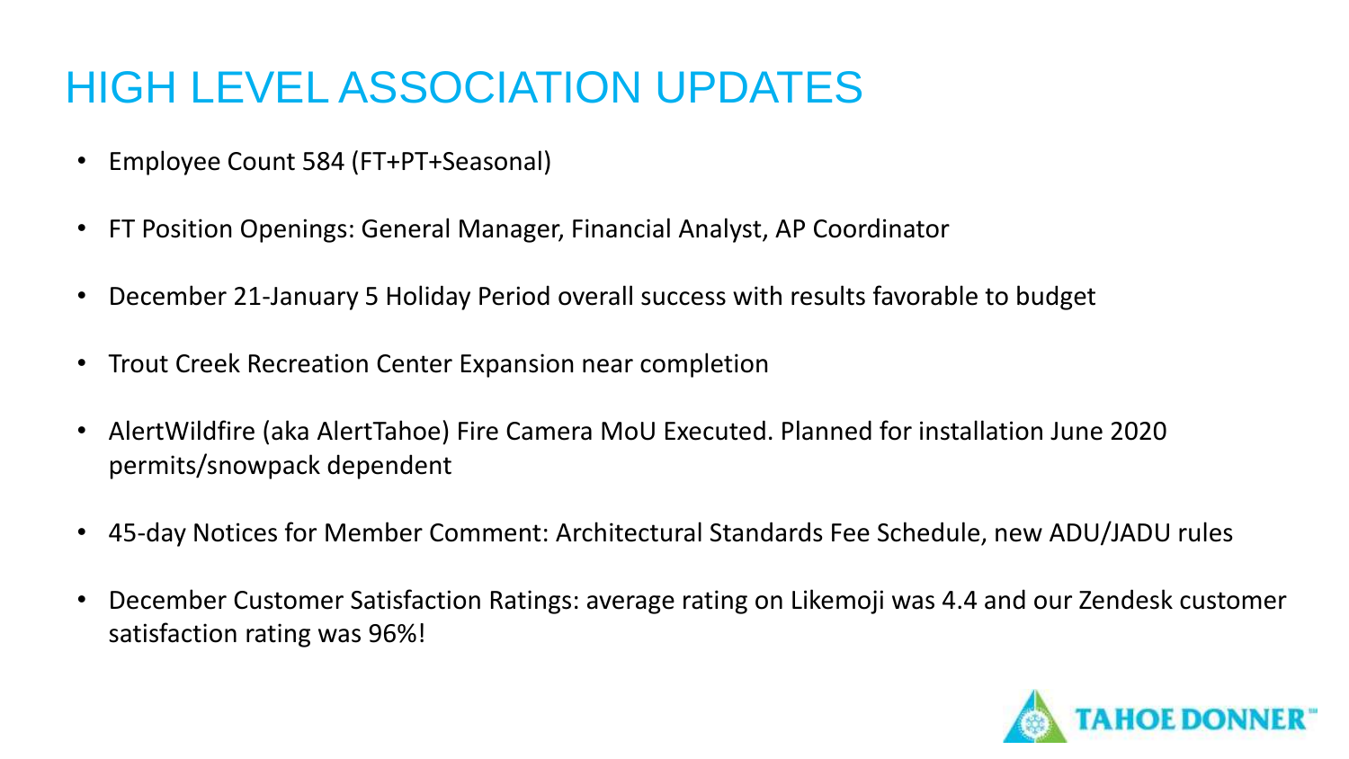# HIGH LEVEL ASSOCIATION UPDATES

- Employee Count 584 (FT+PT+Seasonal)
- FT Position Openings: General Manager, Financial Analyst, AP Coordinator
- December 21-January 5 Holiday Period overall success with results favorable to budget
- Trout Creek Recreation Center Expansion near completion
- AlertWildfire (aka AlertTahoe) Fire Camera MoU Executed. Planned for installation June 2020 permits/snowpack dependent
- 45-day Notices for Member Comment: Architectural Standards Fee Schedule, new ADU/JADU rules
- December Customer Satisfaction Ratings: average rating on Likemoji was 4.4 and our Zendesk customer satisfaction rating was 96%!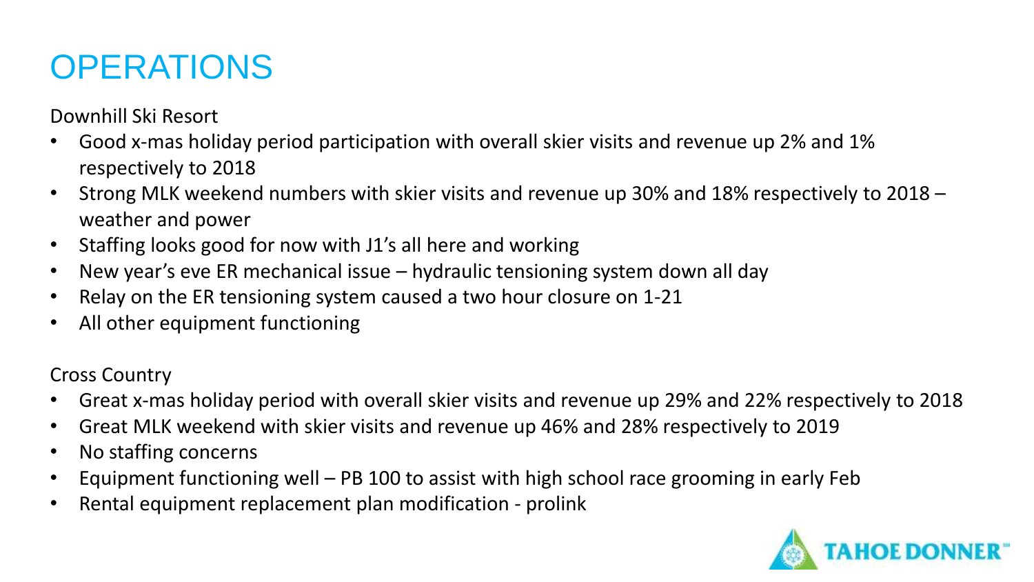# OPERATIONS

Downhill Ski Resort

- Good x-mas holiday period participation with overall skier visits and revenue up 2% and 1% respectively to 2018
- Strong MLK weekend numbers with skier visits and revenue up 30% and 18% respectively to 2018 – weather and power
- Staffing looks good for now with J1's all here and working
- New year's eve ER mechanical issue – hydraulic tensioning system down all day
- Relay on the ER tensioning system caused a two hour closure on 1-21
- All other equipment functioning

Cross Country

- Great x-mas holiday period with overall skier visits and revenue up 29% and 22% respectively to 2018
- Great MLK weekend with skier visits and revenue up 46% and 28% respectively to 2019
- No staffing concerns
- Equipment functioning well – PB 100 to assist with high school race grooming in early Feb
- Rental equipment replacement plan modification - prolink

TAHOE DONNER™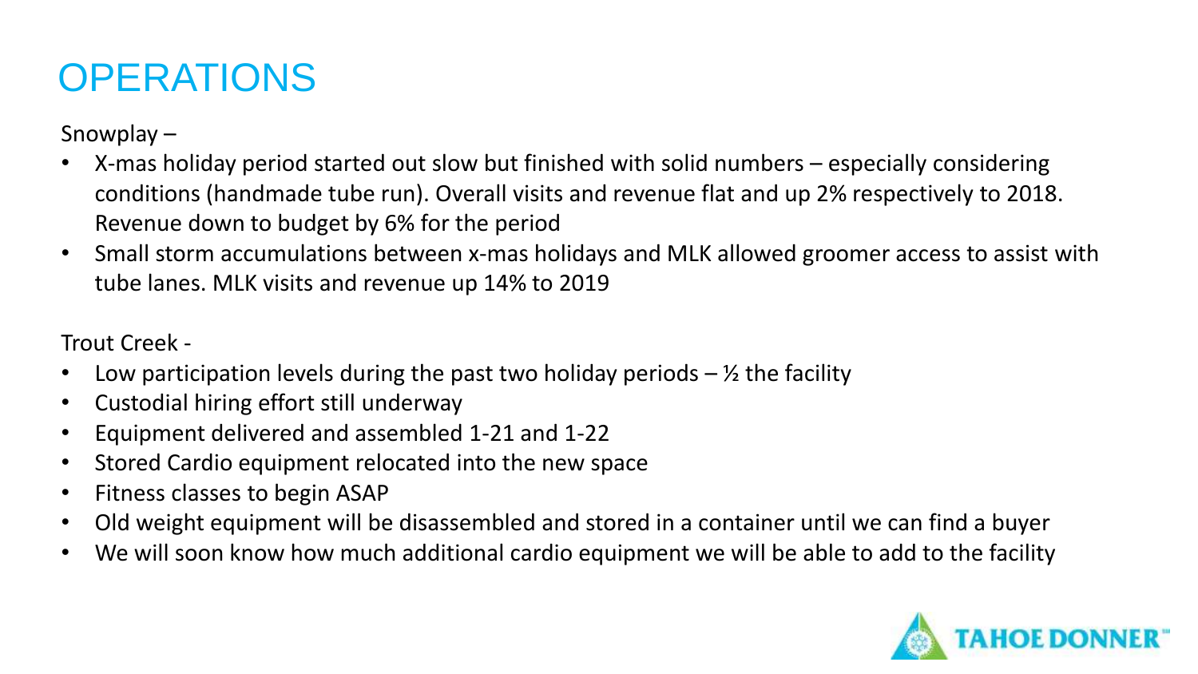# OPERATIONS

Snowplay –

- X-mas holiday period started out slow but finished with solid numbers – especially considering conditions (handmade tube run). Overall visits and revenue flat and up 2% respectively to 2018. Revenue down to budget by 6% for the period
- Small storm accumulations between x-mas holidays and MLK allowed groomer access to assist with tube lanes. MLK visits and revenue up 14% to 2019

Trout Creek -

- Low participation levels during the past two holiday periods – ½ the facility
- Custodial hiring effort still underway
- Equipment delivered and assembled 1-21 and 1-22
- Stored Cardio equipment relocated into the new space
- Fitness classes to begin ASAP
- Old weight equipment will be disassembled and stored in a container until we can find a buyer
- We will soon know how much additional cardio equipment we will be able to add to the facility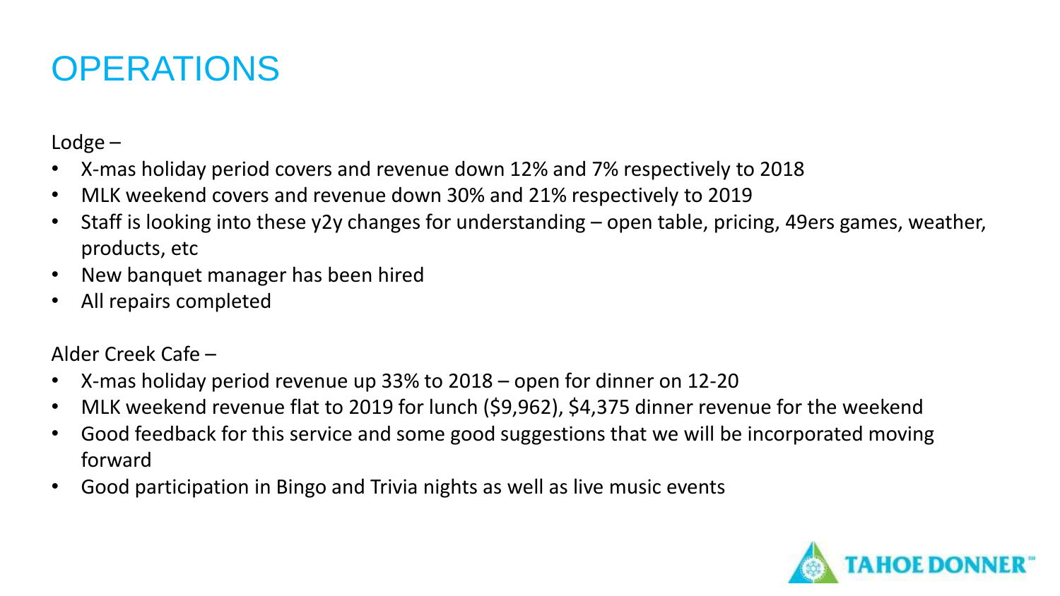# OPERATIONS

Lodge –

- X-mas holiday period covers and revenue down 12% and 7% respectively to 2018
- MLK weekend covers and revenue down 30% and 21% respectively to 2019
- Staff is looking into these y2y changes for understanding – open table, pricing, 49ers games, weather, products, etc
- New banquet manager has been hired
- All repairs completed

Alder Creek Cafe –

- X-mas holiday period revenue up 33% to 2018 – open for dinner on 12-20
- MLK weekend revenue flat to 2019 for lunch ($9,962), $4,375 dinner revenue for the weekend
- Good feedback for this service and some good suggestions that we will be incorporated moving forward
- Good participation in Bingo and Trivia nights as well as live music events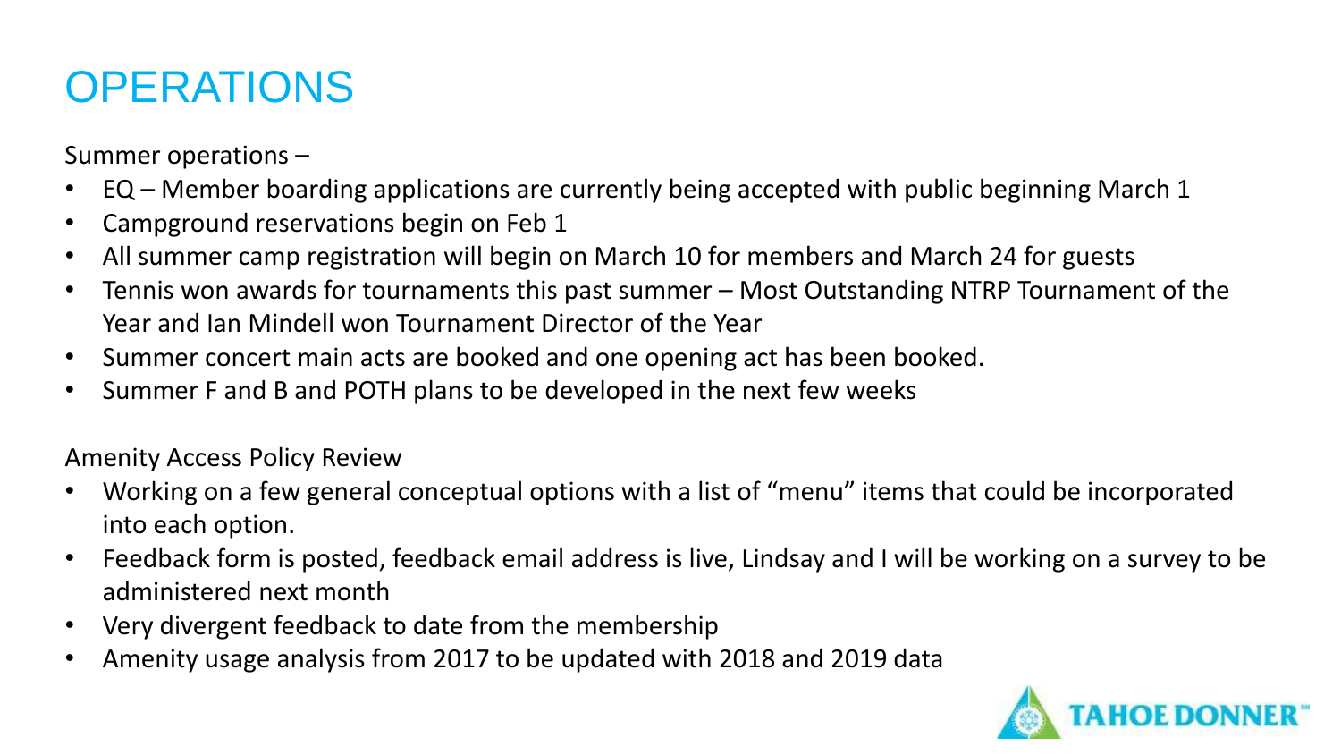# OPERATIONS

Summer operations –

- EQ – Member boarding applications are currently being accepted with public beginning March 1
- Campground reservations begin on Feb 1
- All summer camp registration will begin on March 10 for members and March 24 for guests
- Tennis won awards for tournaments this past summer – Most Outstanding NTRP Tournament of the Year and Ian Mindell won Tournament Director of the Year
- Summer concert main acts are booked and one opening act has been booked.
- Summer F and B and POTH plans to be developed in the next few weeks

Amenity Access Policy Review

- Working on a few general conceptual options with a list of "menu" items that could be incorporated into each option.
- Feedback form is posted, feedback email address is live, Lindsay and I will be working on a survey to be administered next month
- Very divergent feedback to date from the membership
- Amenity usage analysis from 2017 to be updated with 2018 and 2019 data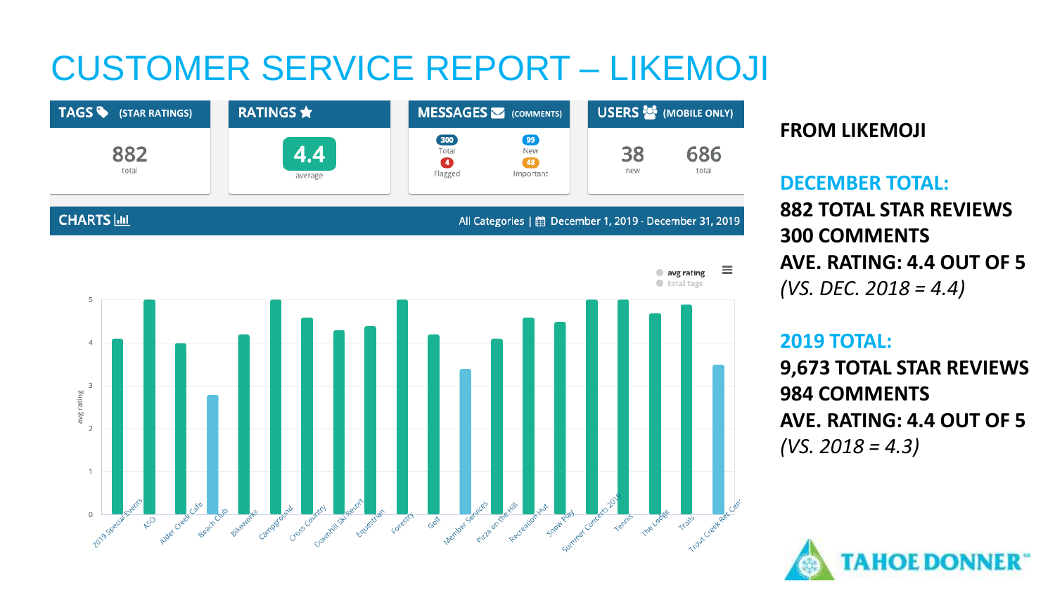# CUSTOMER SERVICE REPORT – LIKEMOJI

| TAGS (STAR RATINGS) | RATINGS | MESSAGES (COMMENTS) | USERS (MOBILE ONLY) |
|---|---|---|---|
| 882 total | 4.4 average | 300 Total, 99 New, 4 Flagged, 48 Important | 38 new, 686 total |

**CHARTS** — All Categories | December 1, 2019 - December 31, 2019

avg rating / total tags

| Category | Avg rating (approx.) |
|---|---|
| 2019 Special Events | 4.1 |
| ASO | 5 |
| Alder Creek Cafe | 4.0 |
| Beach Club | 2.8 |
| Bikeworks | 4.2 |
| Campground | 5 |
| Cross Country | 4.6 |
| Downhill Ski Resort | 4.3 |
| Equestrian | 4.4 |
| Forestry | 5 |
| Golf | 4.2 |
| Member Services | 3.4 |
| Pizza on the Hill | 4.1 |
| Recreation Hut | 4.6 |
| Snow Play | 4.5 |
| Summer Concerts 2019 | 5 |
| Tennis | 5 |
| The Lodge | 4.7 |
| Trails | 4.9 |
| Trout Creek Rec Center | 3.5 |

**FROM LIKEMOJI**

**DECEMBER TOTAL:**

**882 TOTAL STAR REVIEWS**
**300 COMMENTS**
**AVE. RATING: 4.4 OUT OF 5**
*(VS. DEC. 2018 = 4.4)*

**2019 TOTAL:**

**9,673 TOTAL STAR REVIEWS**
**984 COMMENTS**
**AVE. RATING: 4.4 OUT OF 5**
*(VS. 2018 = 4.3)*

TAHOE DONNER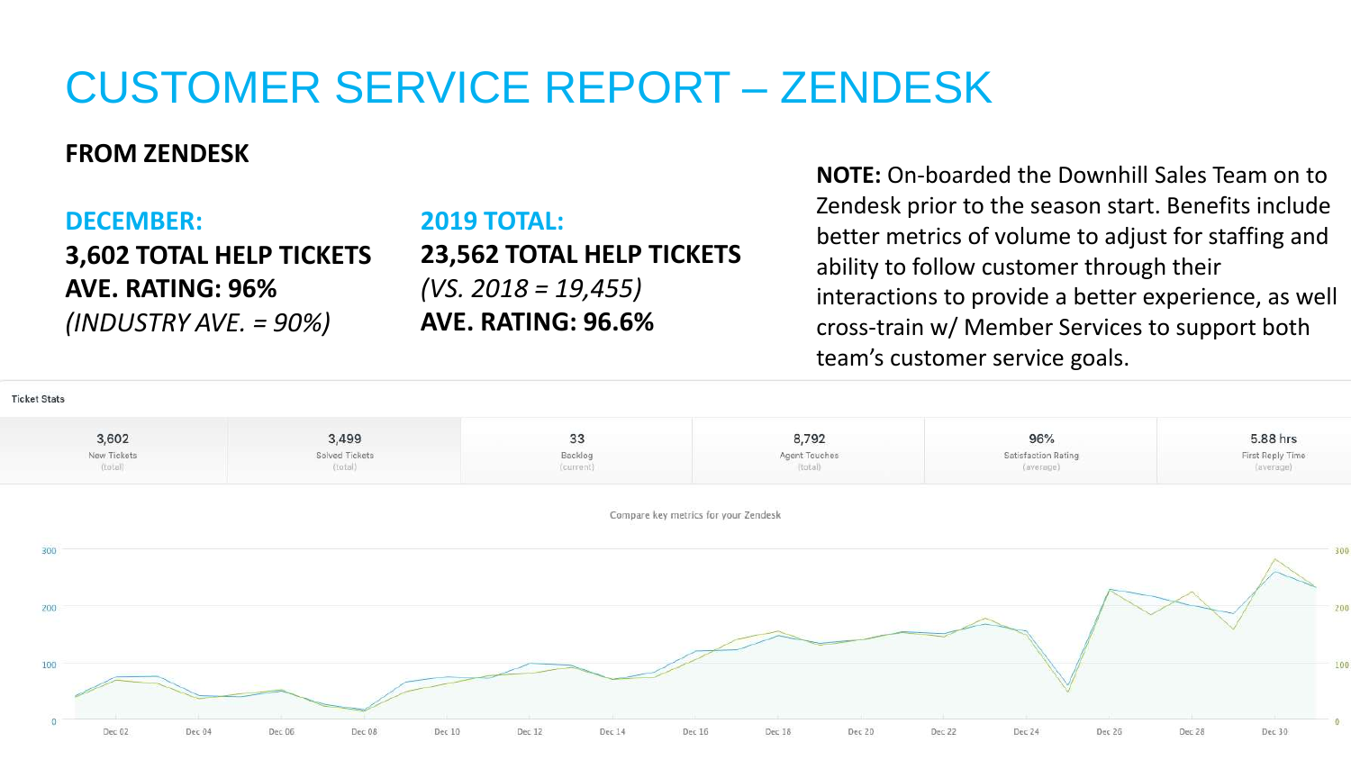# CUSTOMER SERVICE REPORT – ZENDESK

**FROM ZENDESK**

**DECEMBER:**
**3,602 TOTAL HELP TICKETS**
**AVE. RATING: 96%**
*(INDUSTRY AVE. = 90%)*

**2019 TOTAL:**
**23,562 TOTAL HELP TICKETS**
*(VS. 2018 = 19,455)*
**AVE. RATING: 96.6%**

**NOTE:** On-boarded the Downhill Sales Team on to Zendesk prior to the season start. Benefits include better metrics of volume to adjust for staffing and ability to follow customer through their interactions to provide a better experience, as well cross-train w/ Member Services to support both team's customer service goals.

Ticket Stats

| New Tickets (total) | Solved Tickets (total) | Backlog (current) | Agent Touches (total) | Satisfaction Rating (average) | First Reply Time (average) |
| --- | --- | --- | --- | --- | --- |
| 3,602 | 3,499 | 33 | 8,792 | 96% | 5.88 hrs |

Compare key metrics for your Zendesk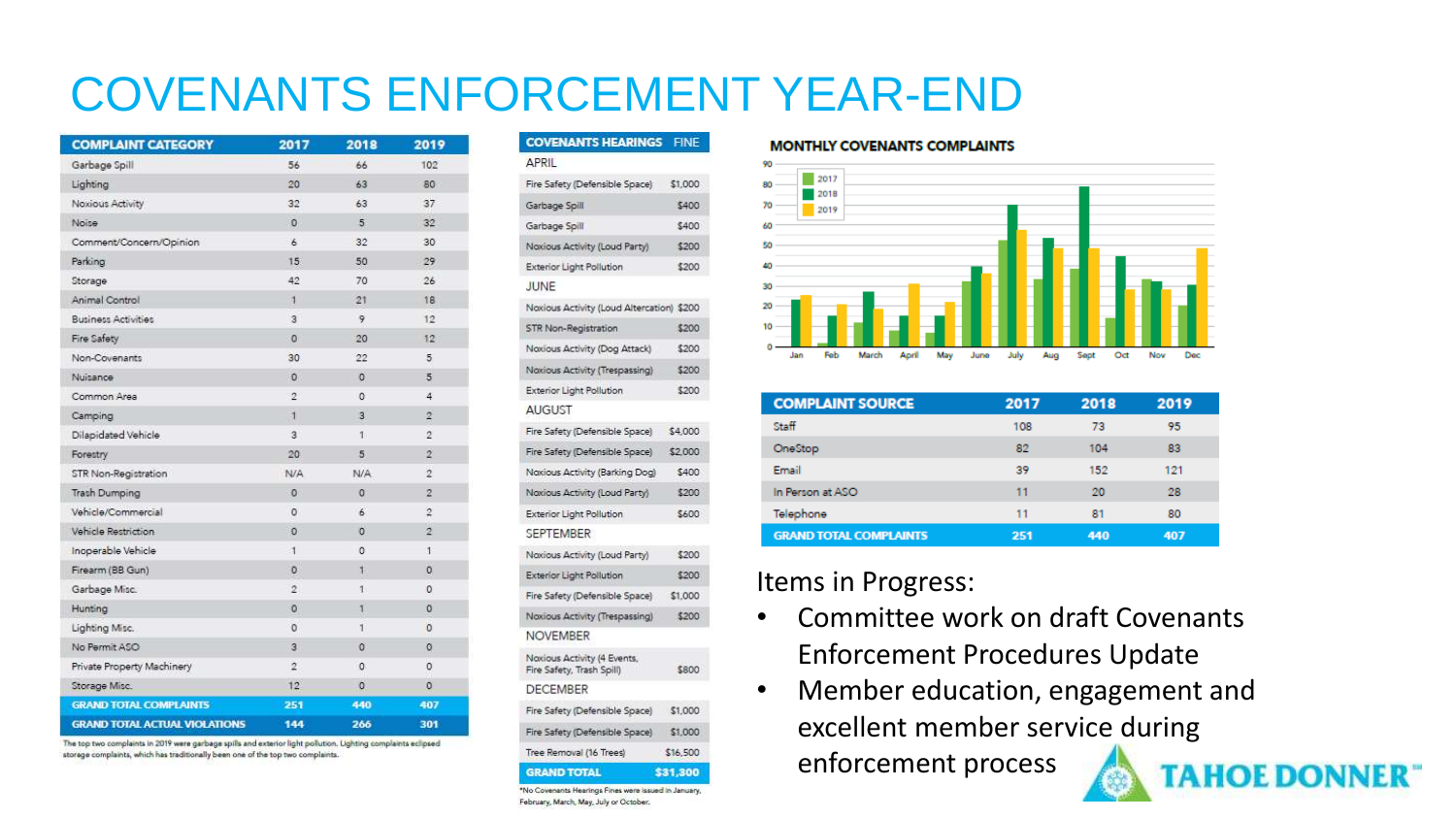# COVENANTS ENFORCEMENT YEAR-END

| COMPLAINT CATEGORY | 2017 | 2018 | 2019 |
|---|---|---|---|
| Garbage Spill | 56 | 66 | 102 |
| Lighting | 20 | 63 | 80 |
| Noxious Activity | 32 | 63 | 37 |
| Noise | 0 | 5 | 32 |
| Comment/Concern/Opinion | 6 | 32 | 30 |
| Parking | 15 | 50 | 29 |
| Storage | 42 | 70 | 26 |
| Animal Control | 1 | 21 | 18 |
| Business Activities | 3 | 9 | 12 |
| Fire Safety | 0 | 20 | 12 |
| Non-Covenants | 30 | 22 | 5 |
| Nuisance | 0 | 0 | 5 |
| Common Area | 2 | 0 | 4 |
| Camping | 1 | 3 | 2 |
| Dilapidated Vehicle | 3 | 1 | 2 |
| Forestry | 20 | 5 | 2 |
| STR Non-Registration | N/A | N/A | 2 |
| Trash Dumping | 0 | 0 | 2 |
| Vehicle/Commercial | 0 | 6 | 2 |
| Vehicle Restriction | 0 | 0 | 2 |
| Inoperable Vehicle | 1 | 0 | 1 |
| Firearm (BB Gun) | 0 | 1 | 0 |
| Garbage Misc. | 2 | 1 | 0 |
| Hunting | 0 | 1 | 0 |
| Lighting Misc. | 0 | 1 | 0 |
| No Permit ASO | 3 | 0 | 0 |
| Private Property Machinery | 2 | 0 | 0 |
| Storage Misc. | 12 | 0 | 0 |
| **GRAND TOTAL COMPLAINTS** | **251** | **440** | **407** |
| **GRAND TOTAL ACTUAL VIOLATIONS** | **144** | **266** | **301** |

The top two complaints in 2019 were garbage spills and exterior light pollution. Lighting complaints eclipsed storage complaints, which has traditionally been one of the top two complaints.

| COVENANTS HEARINGS | FINE |
|---|---|
| **APRIL** | |
| Fire Safety (Defensible Space) | $1,000 |
| Garbage Spill | $400 |
| Garbage Spill | $400 |
| Noxious Activity (Loud Party) | $200 |
| Exterior Light Pollution | $200 |
| **JUNE** | |
| Noxious Activity (Loud Altercation) | $200 |
| STR Non-Registration | $200 |
| Noxious Activity (Dog Attack) | $200 |
| Noxious Activity (Trespassing) | $200 |
| Exterior Light Pollution | $200 |
| **AUGUST** | |
| Fire Safety (Defensible Space) | $4,000 |
| Fire Safety (Defensible Space) | $2,000 |
| Noxious Activity (Barking Dog) | $400 |
| Noxious Activity (Loud Party) | $200 |
| Exterior Light Pollution | $600 |
| **SEPTEMBER** | |
| Noxious Activity (Loud Party) | $200 |
| Exterior Light Pollution | $200 |
| Fire Safety (Defensible Space) | $1,000 |
| Noxious Activity (Trespassing) | $200 |
| **NOVEMBER** | |
| Noxious Activity (4 Events, Fire Safety, Trash Spill) | $800 |
| **DECEMBER** | |
| Fire Safety (Defensible Space) | $1,000 |
| Fire Safety (Defensible Space) | $1,000 |
| Tree Removal (16 Trees) | $16,500 |
| **GRAND TOTAL** | **$31,300** |

*No Covenants Hearings Fines were issued in January, February, March, May, July or October.

**MONTHLY COVENANTS COMPLAINTS**

| Month | 2017 | 2018 | 2019 |
|---|---|---|---|
| Jan | | 23 | 25 |
| Feb | 2 | 15 | 20 |
| March | 12 | 27 | 18 |
| April | 8 | 15 | 31 |
| May | 7 | 15 | 22 |
| June | 32 | 39 | 36 |
| July | 52 | 70 | 57 |
| Aug | 33 | 53 | 48 |
| Sept | 38 | 79 | 48 |
| Oct | 14 | 44 | 28 |
| Nov | 33 | 32 | 28 |
| Dec | 20 | 30 | 48 |

| COMPLAINT SOURCE | 2017 | 2018 | 2019 |
|---|---|---|---|
| Staff | 108 | 73 | 95 |
| OneStop | 82 | 104 | 83 |
| Email | 39 | 152 | 121 |
| In Person at ASO | 11 | 20 | 28 |
| Telephone | 11 | 81 | 80 |
| **GRAND TOTAL COMPLAINTS** | **251** | **440** | **407** |

Items in Progress:

- Committee work on draft Covenants Enforcement Procedures Update
- Member education, engagement and excellent member service during enforcement process

TAHOE DONNER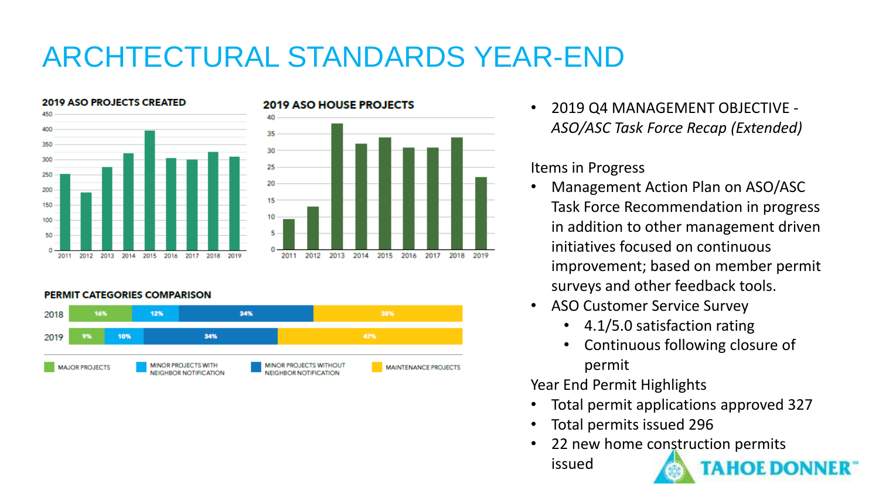# ARCHTECTURAL STANDARDS YEAR-END

**2019 ASO PROJECTS CREATED**

**2019 ASO HOUSE PROJECTS**

**PERMIT CATEGORIES COMPARISON**

| Year | Major Projects | Minor Projects with Neighbor Notification | Minor Projects without Neighbor Notification | Maintenance Projects |
|---|---|---|---|---|
| 2018 | 16% | 12% | 34% | 38% |
| 2019 | 9% | 10% | 34% | 47% |

- 2019 Q4 MANAGEMENT OBJECTIVE - *ASO/ASC Task Force Recap (Extended)*

Items in Progress

- Management Action Plan on ASO/ASC Task Force Recommendation in progress in addition to other management driven initiatives focused on continuous improvement; based on member permit surveys and other feedback tools.
- ASO Customer Service Survey
  - 4.1/5.0 satisfaction rating
  - Continuous following closure of permit

Year End Permit Highlights

- Total permit applications approved 327
- Total permits issued 296
- 22 new home construction permits issued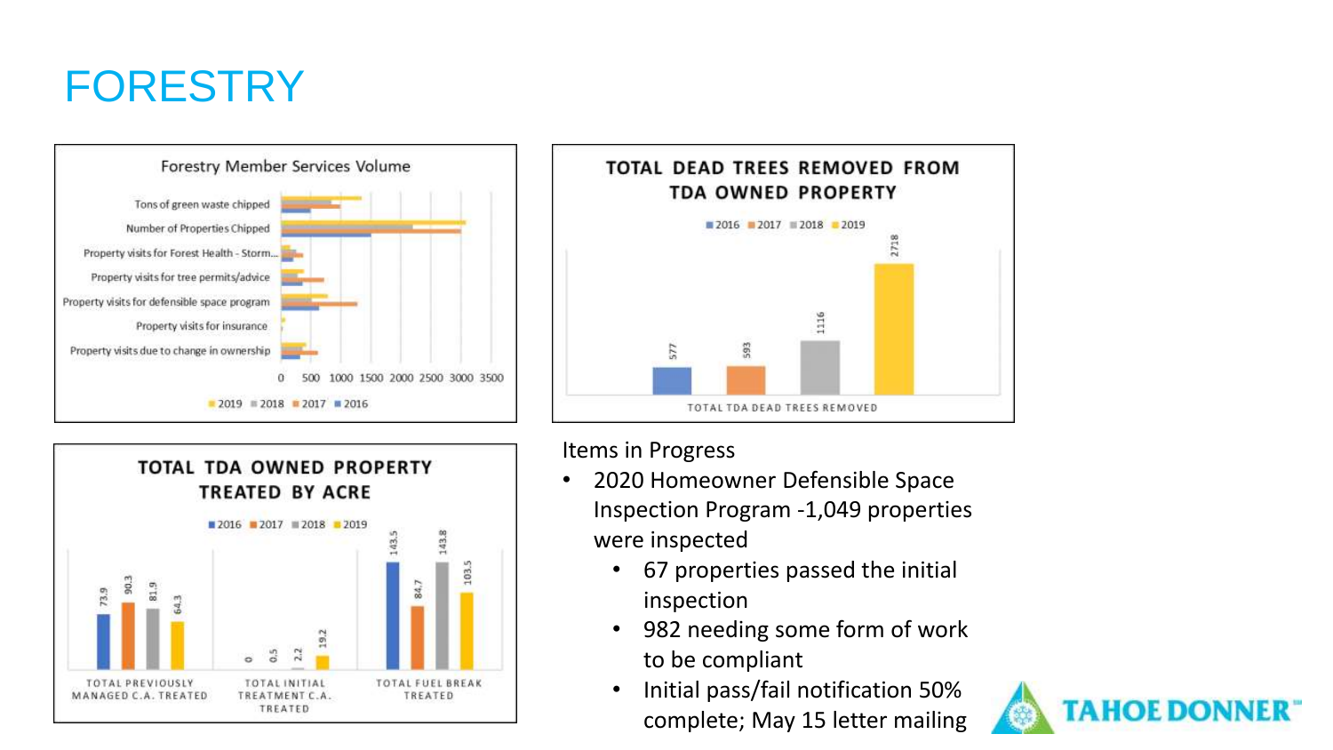# FORESTRY

**Forestry Member Services Volume**

**TOTAL DEAD TREES REMOVED FROM TDA OWNED PROPERTY**

| | 2016 | 2017 | 2018 | 2019 |
|---|---|---|---|---|
| TOTAL TDA DEAD TREES REMOVED | 577 | 593 | 1116 | 2718 |

**TOTAL TDA OWNED PROPERTY TREATED BY ACRE**

| | 2016 | 2017 | 2018 | 2019 |
|---|---|---|---|---|
| TOTAL PREVIOUSLY MANAGED C.A. TREATED | 73.9 | 90.3 | 81.9 | 64.3 |
| TOTAL INITIAL TREATMENT C.A. TREATED | 0 | 0.5 | 2.2 | 19.2 |
| TOTAL FUEL BREAK TREATED | 143.5 | 84.7 | 143.8 | 103.5 |

Items in Progress

- 2020 Homeowner Defensible Space Inspection Program -1,049 properties were inspected
  - 67 properties passed the initial inspection
  - 982 needing some form of work to be compliant
  - Initial pass/fail notification 50% complete; May 15 letter mailing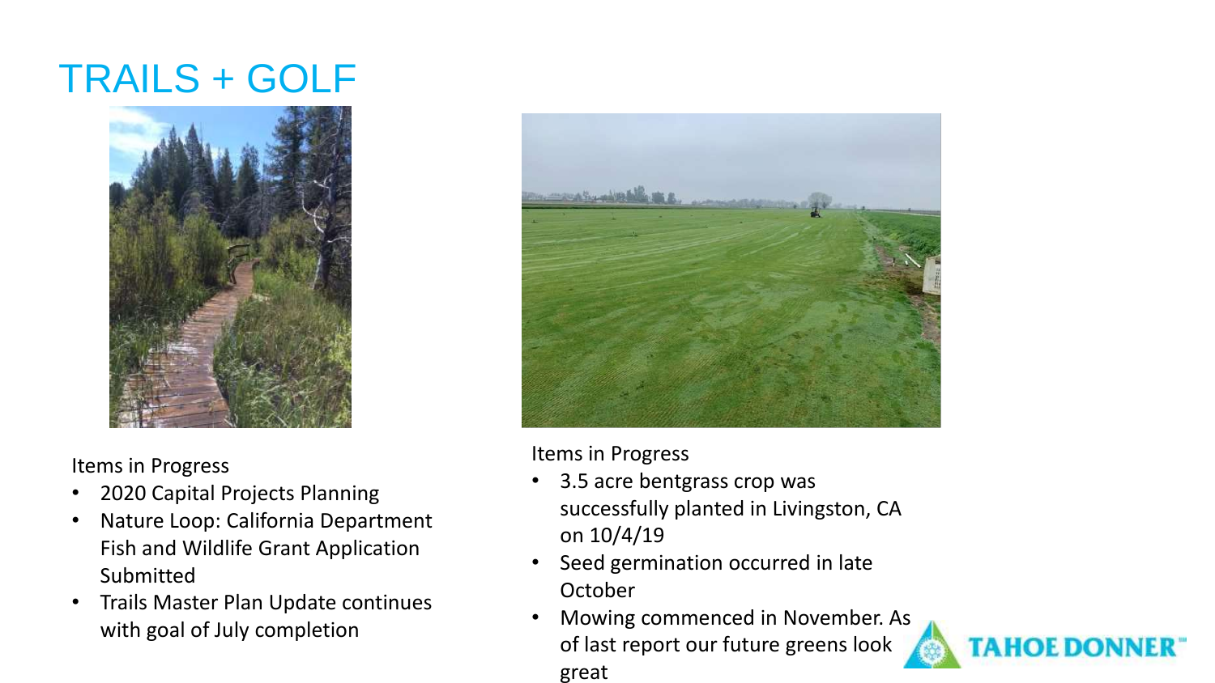# TRAILS + GOLF

Items in Progress

- 2020 Capital Projects Planning
- Nature Loop: California Department Fish and Wildlife Grant Application Submitted
- Trails Master Plan Update continues with goal of July completion

Items in Progress

- 3.5 acre bentgrass crop was successfully planted in Livingston, CA on 10/4/19
- Seed germination occurred in late October
- Mowing commenced in November. As of last report our future greens look great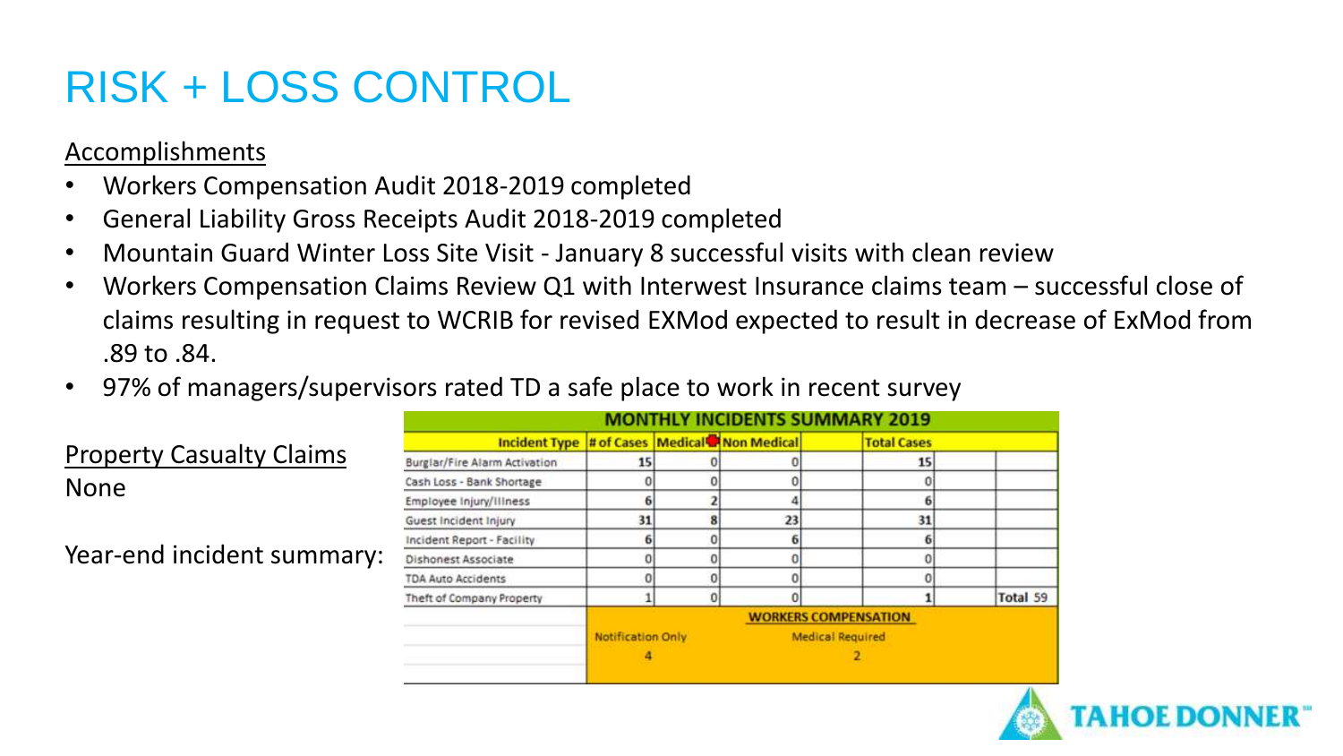# RISK + LOSS CONTROL

Accomplishments

- Workers Compensation Audit 2018-2019 completed
- General Liability Gross Receipts Audit 2018-2019 completed
- Mountain Guard Winter Loss Site Visit - January 8 successful visits with clean review
- Workers Compensation Claims Review Q1 with Interwest Insurance claims team – successful close of claims resulting in request to WCRIB for revised EXMod expected to result in decrease of ExMod from .89 to .84.
- 97% of managers/supervisors rated TD a safe place to work in recent survey

Property Casualty Claims

None

Year-end incident summary:

| MONTHLY INCIDENTS SUMMARY 2019 | | | | | | |
|---|---|---|---|---|---|---|
| Incident Type | # of Cases | Medical | Non Medical | | Total Cases | |
| Burglar/Fire Alarm Activation | 15 | 0 | 0 | | 15 | |
| Cash Loss - Bank Shortage | 0 | 0 | 0 | | 0 | |
| Employee Injury/Illness | 6 | 2 | 4 | | 6 | |
| Guest Incident Injury | 31 | 8 | 23 | | 31 | |
| Incident Report - Facility | 6 | 0 | 6 | | 6 | |
| Dishonest Associate | 0 | 0 | 0 | | 0 | |
| TDA Auto Accidents | 0 | 0 | 0 | | 0 | |
| Theft of Company Property | 1 | 0 | 0 | | 1 | Total 59 |
| | WORKERS COMPENSATION | | | | | |
| | Notification Only | | Medical Required | | | |
| | 4 | | 2 | | | |

TAHOE DONNER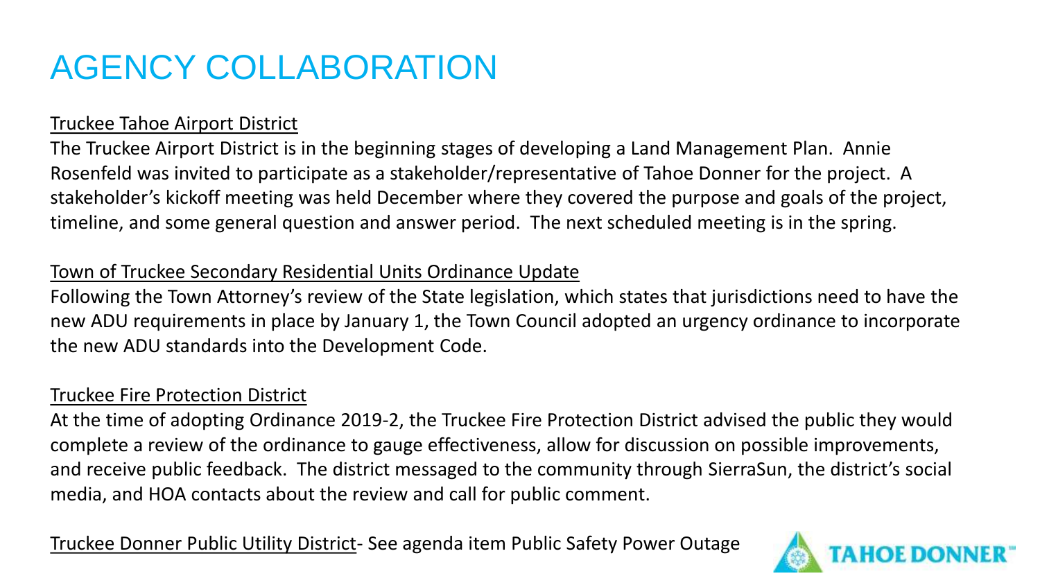# AGENCY COLLABORATION

Truckee Tahoe Airport District

The Truckee Airport District is in the beginning stages of developing a Land Management Plan. Annie Rosenfeld was invited to participate as a stakeholder/representative of Tahoe Donner for the project. A stakeholder's kickoff meeting was held December where they covered the purpose and goals of the project, timeline, and some general question and answer period. The next scheduled meeting is in the spring.

Town of Truckee Secondary Residential Units Ordinance Update

Following the Town Attorney's review of the State legislation, which states that jurisdictions need to have the new ADU requirements in place by January 1, the Town Council adopted an urgency ordinance to incorporate the new ADU standards into the Development Code.

Truckee Fire Protection District

At the time of adopting Ordinance 2019-2, the Truckee Fire Protection District advised the public they would complete a review of the ordinance to gauge effectiveness, allow for discussion on possible improvements, and receive public feedback. The district messaged to the community through SierraSun, the district's social media, and HOA contacts about the review and call for public comment.

Truckee Donner Public Utility District- See agenda item Public Safety Power Outage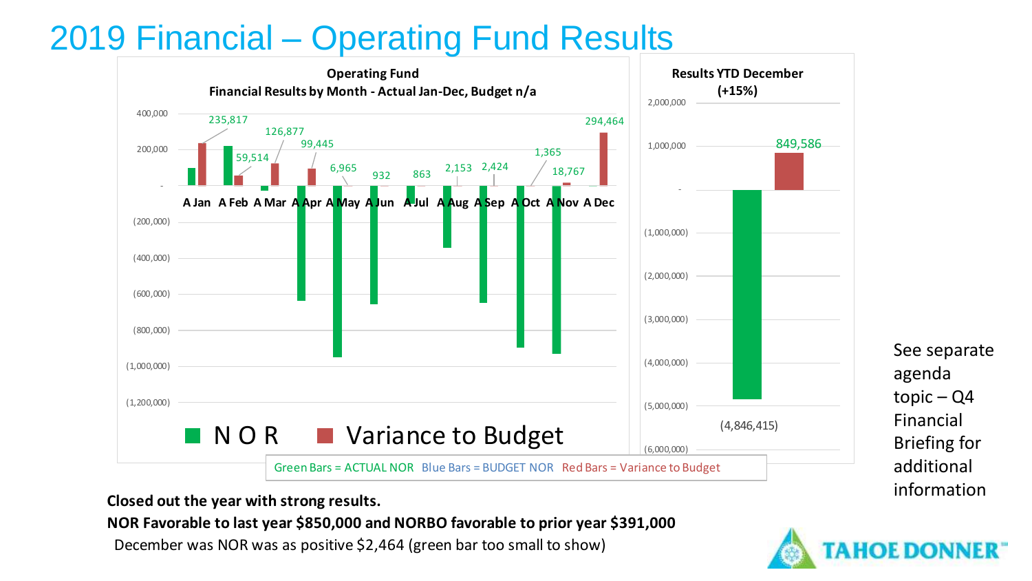# 2019 Financial – Operating Fund Results

**Operating Fund**
**Financial Results by Month - Actual Jan-Dec, Budget n/a**

| Month | Variance to Budget |
|---|---|
| A Jan | 235,817 |
| A Feb | 59,514 |
| A Mar | 126,877 |
| A Apr | 99,445 |
| A May | 6,965 |
| A Jun | 932 |
| A Jul | 863 |
| A Aug | 2,153 |
| A Sep | 2,424 |
| A Oct | 1,365 |
| A Nov | 18,767 |
| A Dec | 294,464 |

■ N O R ■ Variance to Budget

**Results YTD December (+15%)**

| | Value |
|---|---|
| NOR | (4,846,415) |
| Variance to Budget | 849,586 |

Green Bars = ACTUAL NOR Blue Bars = BUDGET NOR Red Bars = Variance to Budget

See separate agenda topic – Q4 Financial Briefing for additional information

**Closed out the year with strong results.**

**NOR Favorable to last year $850,000 and NORBO favorable to prior year $391,000**

December was NOR was as positive $2,464 (green bar too small to show)

TAHOE DONNER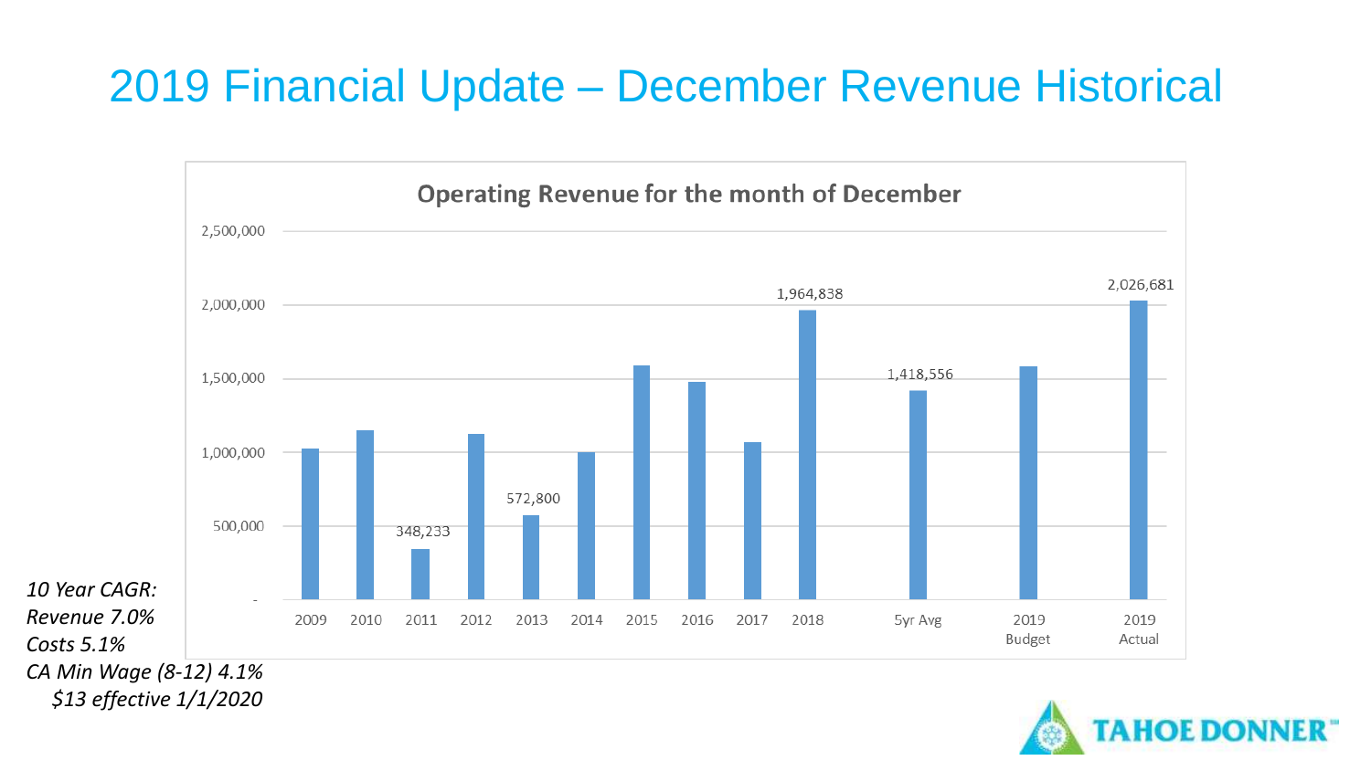# 2019 Financial Update – December Revenue Historical

**Operating Revenue for the month of December**

| Year | Operating Revenue |
|---|---|
| 2009 | |
| 2010 | |
| 2011 | 348,233 |
| 2012 | |
| 2013 | 572,800 |
| 2014 | |
| 2015 | |
| 2016 | |
| 2017 | |
| 2018 | 1,964,838 |
| 5yr Avg | 1,418,556 |
| 2019 Budget | |
| 2019 Actual | 2,026,681 |

*10 Year CAGR:*
*Revenue 7.0%*
*Costs 5.1%*
*CA Min Wage (8-12) 4.1%*
*$13 effective 1/1/2020*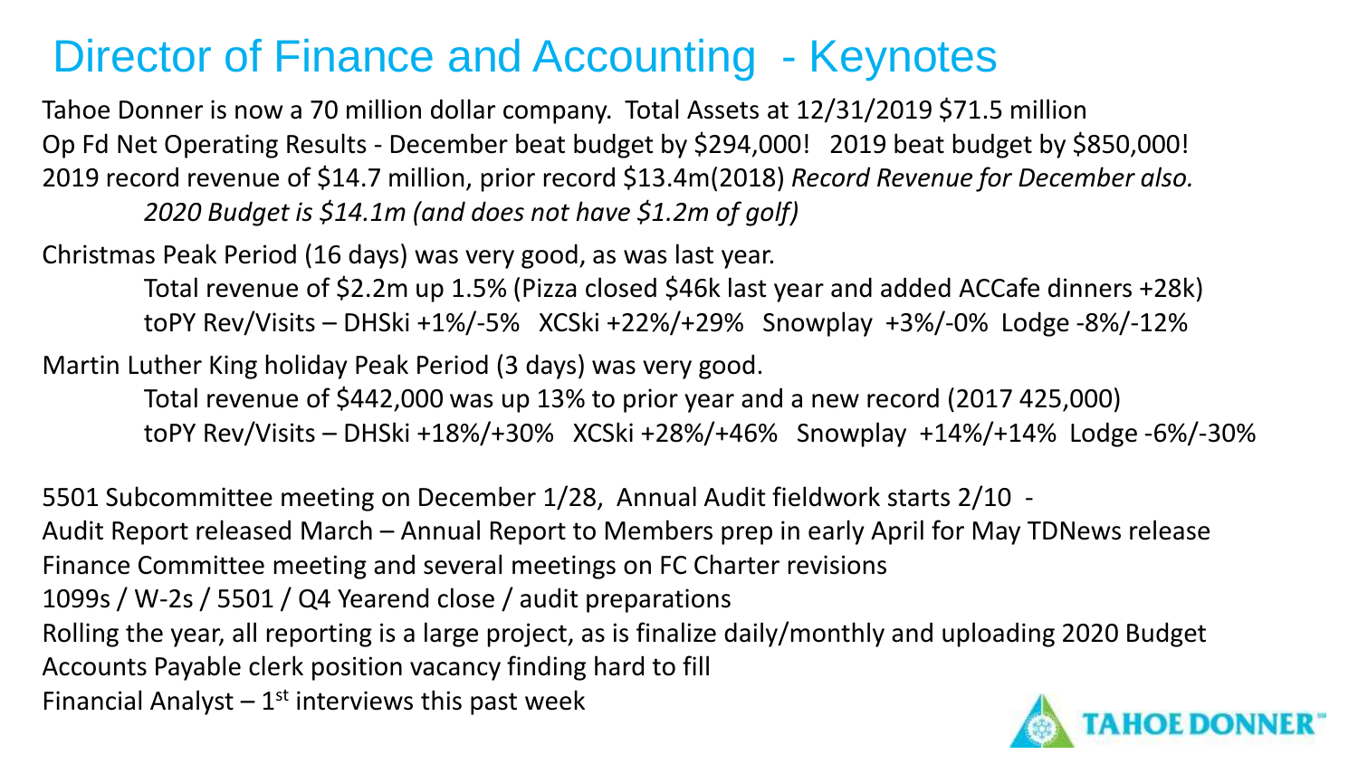# Director of Finance and Accounting - Keynotes

Tahoe Donner is now a 70 million dollar company. Total Assets at 12/31/2019 $71.5 million

Op Fd Net Operating Results - December beat budget by $294,000! 2019 beat budget by $850,000!

2019 record revenue of $14.7 million, prior record $13.4m(2018) *Record Revenue for December also.*

*2020 Budget is $14.1m (and does not have $1.2m of golf)*

Christmas Peak Period (16 days) was very good, as was last year.

Total revenue of $2.2m up 1.5% (Pizza closed $46k last year and added ACCafe dinners +28k)

toPY Rev/Visits – DHSki +1%/-5% XCSki +22%/+29% Snowplay +3%/-0% Lodge -8%/-12%

Martin Luther King holiday Peak Period (3 days) was very good.

Total revenue of $442,000 was up 13% to prior year and a new record (2017 425,000)

toPY Rev/Visits – DHSki +18%/+30% XCSki +28%/+46% Snowplay +14%/+14% Lodge -6%/-30%

5501 Subcommittee meeting on December 1/28, Annual Audit fieldwork starts 2/10 -

Audit Report released March – Annual Report to Members prep in early April for May TDNews release

Finance Committee meeting and several meetings on FC Charter revisions

1099s / W-2s / 5501 / Q4 Yearend close / audit preparations

Rolling the year, all reporting is a large project, as is finalize daily/monthly and uploading 2020 Budget

Accounts Payable clerk position vacancy finding hard to fill

Financial Analyst – 1st interviews this past week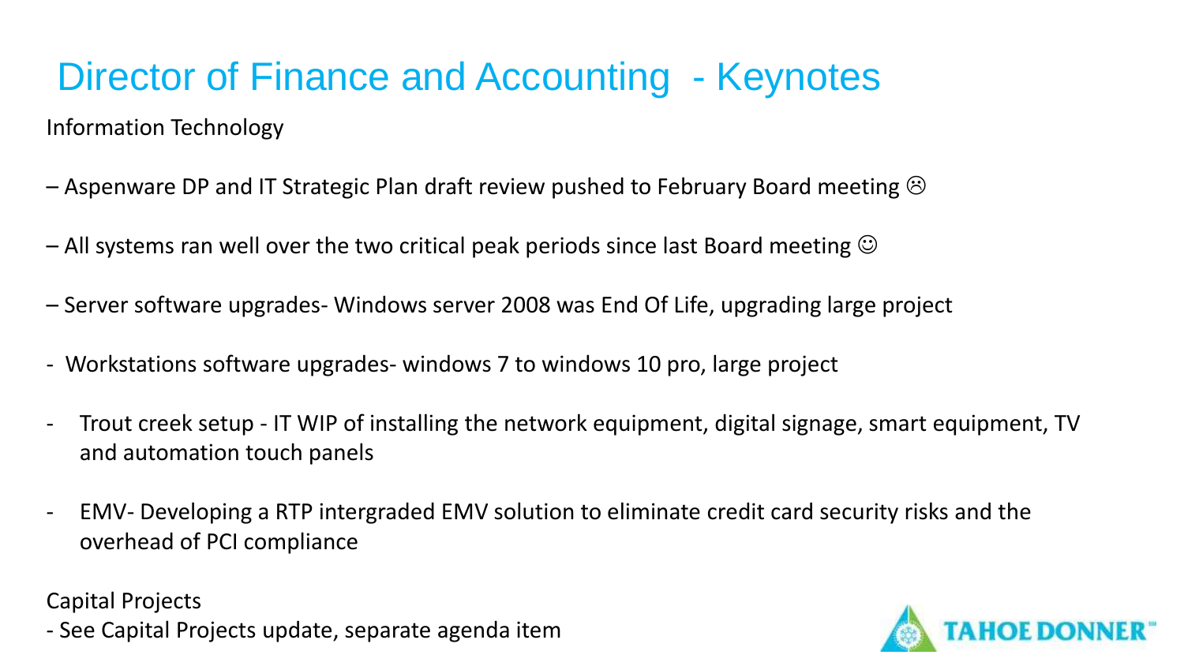# Director of Finance and Accounting - Keynotes

Information Technology

– Aspenware DP and IT Strategic Plan draft review pushed to February Board meeting ☹

– All systems ran well over the two critical peak periods since last Board meeting ☺

– Server software upgrades- Windows server 2008 was End Of Life, upgrading large project

- Workstations software upgrades- windows 7 to windows 10 pro, large project

- Trout creek setup - IT WIP of installing the network equipment, digital signage, smart equipment, TV and automation touch panels

- EMV- Developing a RTP intergraded EMV solution to eliminate credit card security risks and the overhead of PCI compliance

Capital Projects

- See Capital Projects update, separate agenda item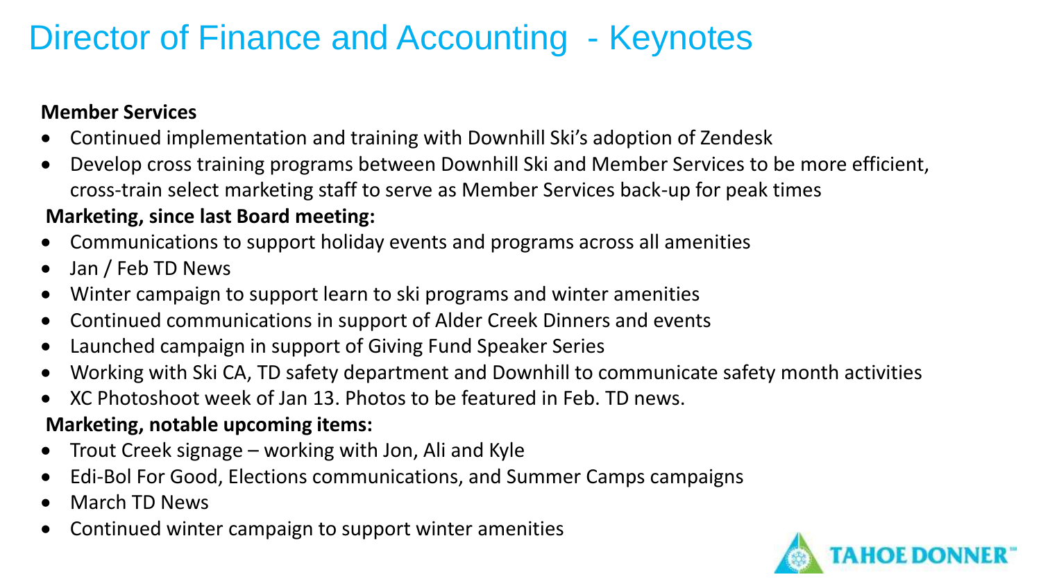# Director of Finance and Accounting - Keynotes

**Member Services**

- Continued implementation and training with Downhill Ski's adoption of Zendesk
- Develop cross training programs between Downhill Ski and Member Services to be more efficient, cross-train select marketing staff to serve as Member Services back-up for peak times

**Marketing, since last Board meeting:**

- Communications to support holiday events and programs across all amenities
- Jan / Feb TD News
- Winter campaign to support learn to ski programs and winter amenities
- Continued communications in support of Alder Creek Dinners and events
- Launched campaign in support of Giving Fund Speaker Series
- Working with Ski CA, TD safety department and Downhill to communicate safety month activities
- XC Photoshoot week of Jan 13. Photos to be featured in Feb. TD news.

**Marketing, notable upcoming items:**

- Trout Creek signage – working with Jon, Ali and Kyle
- Edi-Bol For Good, Elections communications, and Summer Camps campaigns
- March TD News
- Continued winter campaign to support winter amenities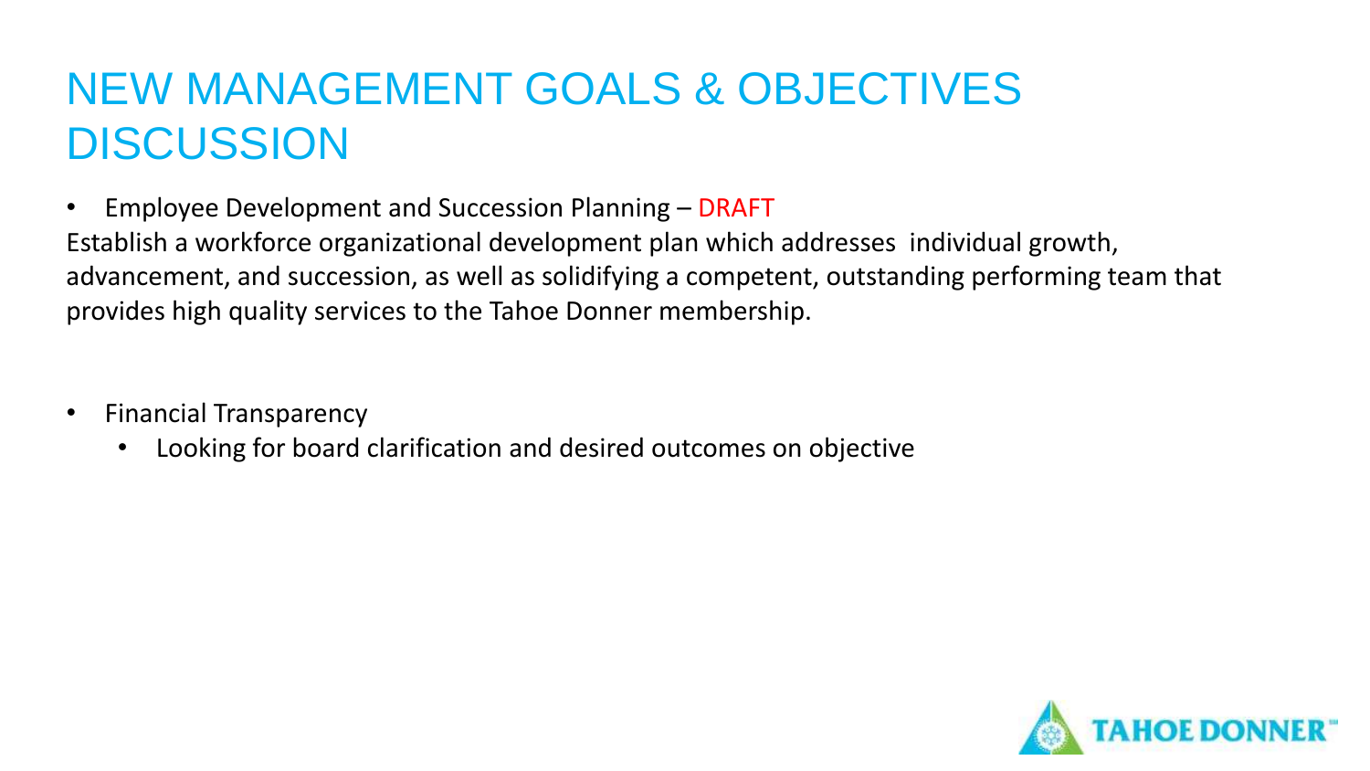# NEW MANAGEMENT GOALS & OBJECTIVES DISCUSSION

- Employee Development and Succession Planning – DRAFT

Establish a workforce organizational development plan which addresses individual growth, advancement, and succession, as well as solidifying a competent, outstanding performing team that provides high quality services to the Tahoe Donner membership.

- Financial Transparency
  - Looking for board clarification and desired outcomes on objective